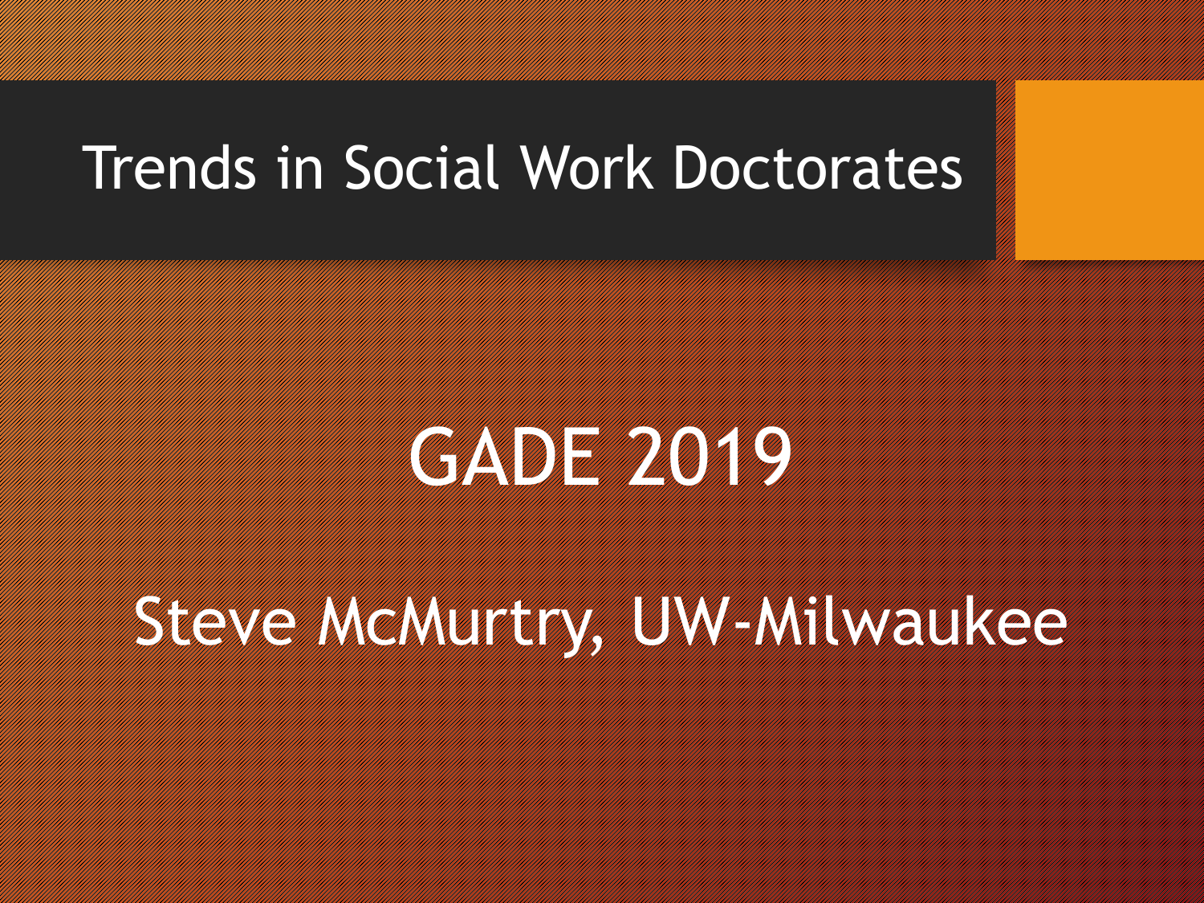# Trends in Social Work Doctorates

## GADE 2019

Steve McMurtry, UW-Milwaukee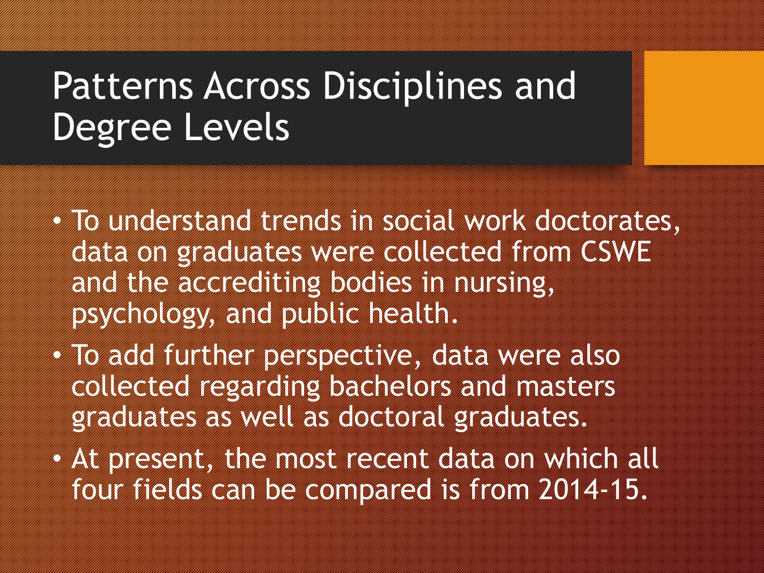# Patterns Across Disciplines and Degree Levels

- To understand trends in social work doctorates, data on graduates were collected from CSWE and the accrediting bodies in nursing, psychology, and public health.
- To add further perspective, data were also collected regarding bachelors and masters graduates as well as doctoral graduates.
- At present, the most recent data on which all four fields can be compared is from 2014-15.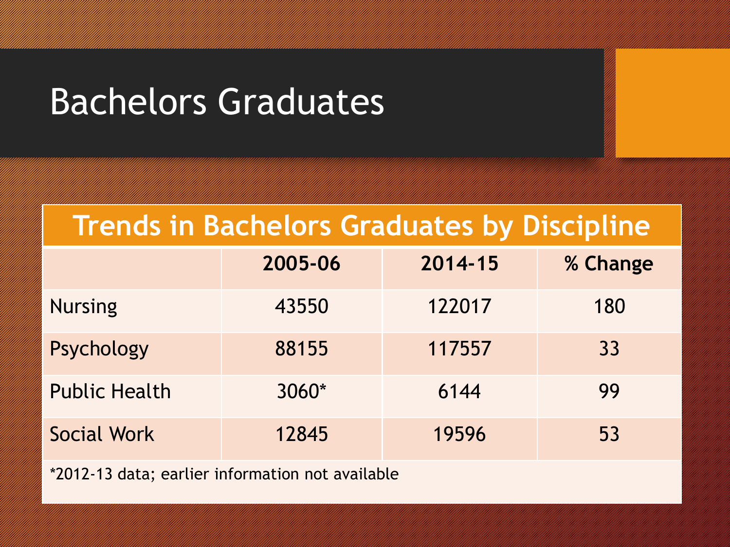# Bachelors Graduates

| Trends in Bachelors Graduates by Discipline | | | |
|---|---|---|---|
| | 2005-06 | 2014-15 | % Change |
| Nursing | 43550 | 122017 | 180 |
| Psychology | 88155 | 117557 | 33 |
| Public Health | 3060* | 6144 | 99 |
| Social Work | 12845 | 19596 | 53 |

*2012-13 data; earlier information not available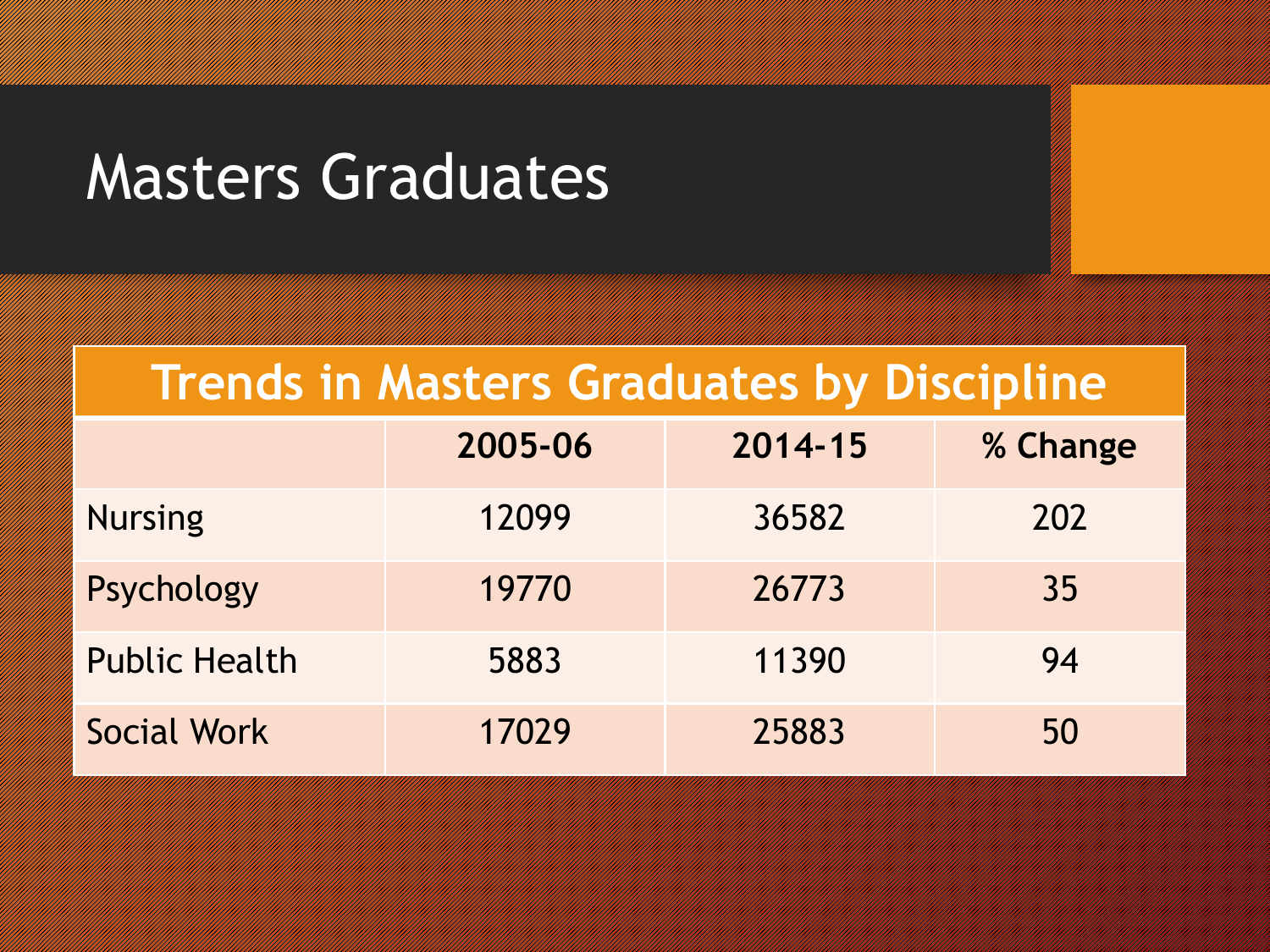# Masters Graduates

| Trends in Masters Graduates by Discipline | | | |
|---|---|---|---|
| | **2005-06** | **2014-15** | **% Change** |
| Nursing | 12099 | 36582 | 202 |
| Psychology | 19770 | 26773 | 35 |
| Public Health | 5883 | 11390 | 94 |
| Social Work | 17029 | 25883 | 50 |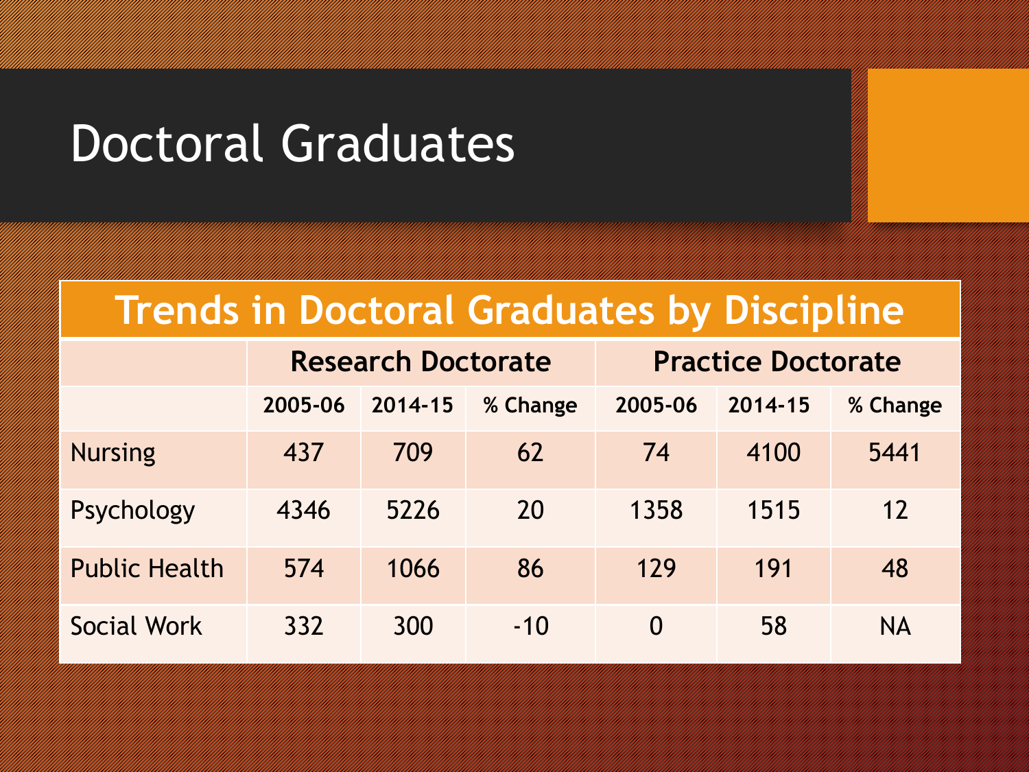# Doctoral Graduates

| Trends in Doctoral Graduates by Discipline | | | | | | |
|---|---|---|---|---|---|---|
| | Research Doctorate | | | Practice Doctorate | | |
| | 2005-06 | 2014-15 | % Change | 2005-06 | 2014-15 | % Change |
| Nursing | 437 | 709 | 62 | 74 | 4100 | 5441 |
| Psychology | 4346 | 5226 | 20 | 1358 | 1515 | 12 |
| Public Health | 574 | 1066 | 86 | 129 | 191 | 48 |
| Social Work | 332 | 300 | -10 | 0 | 58 | NA |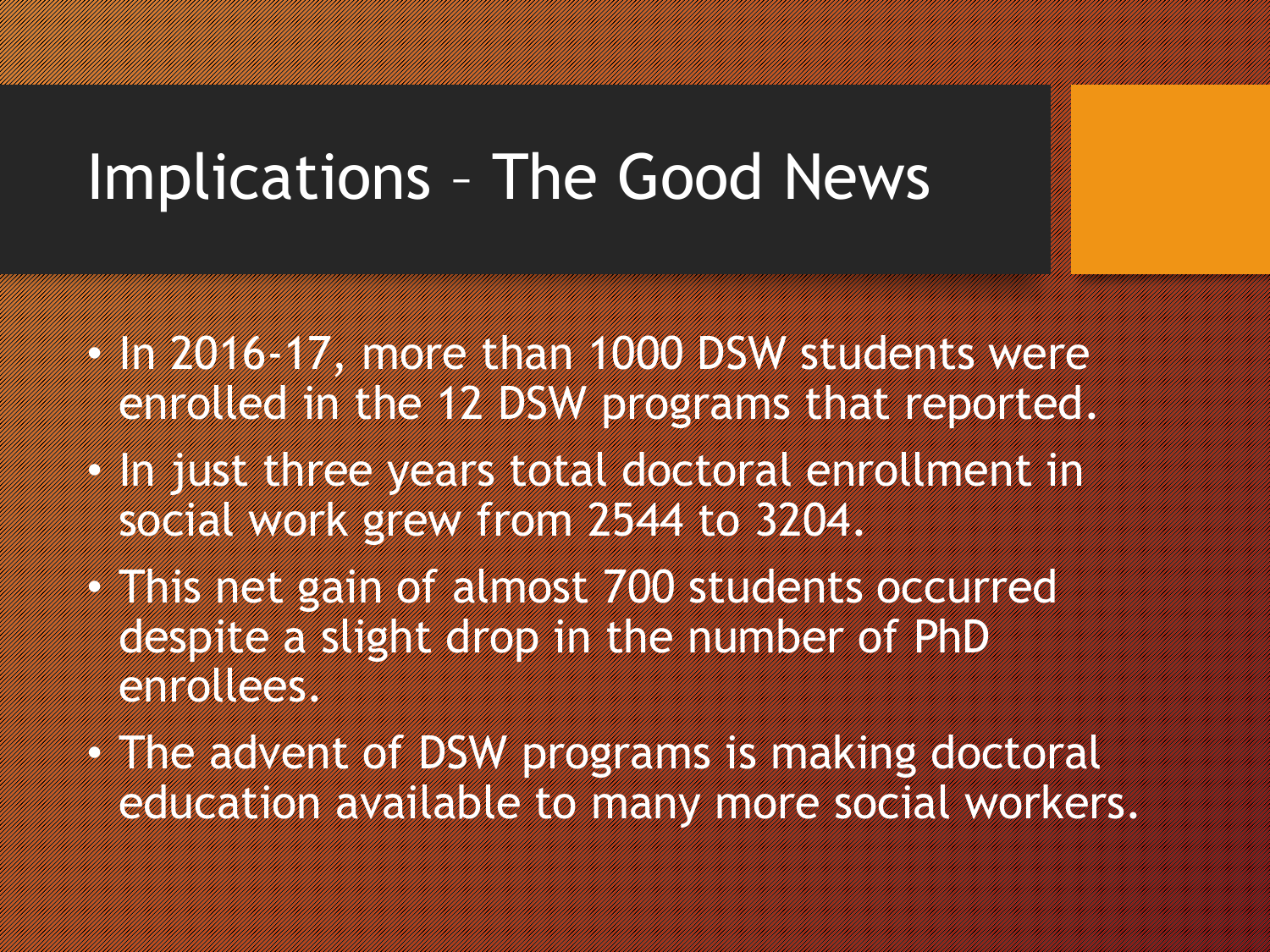# Implications – The Good News

- In 2016-17, more than 1000 DSW students were enrolled in the 12 DSW programs that reported.
- In just three years total doctoral enrollment in social work grew from 2544 to 3204.
- This net gain of almost 700 students occurred despite a slight drop in the number of PhD enrollees.
- The advent of DSW programs is making doctoral education available to many more social workers.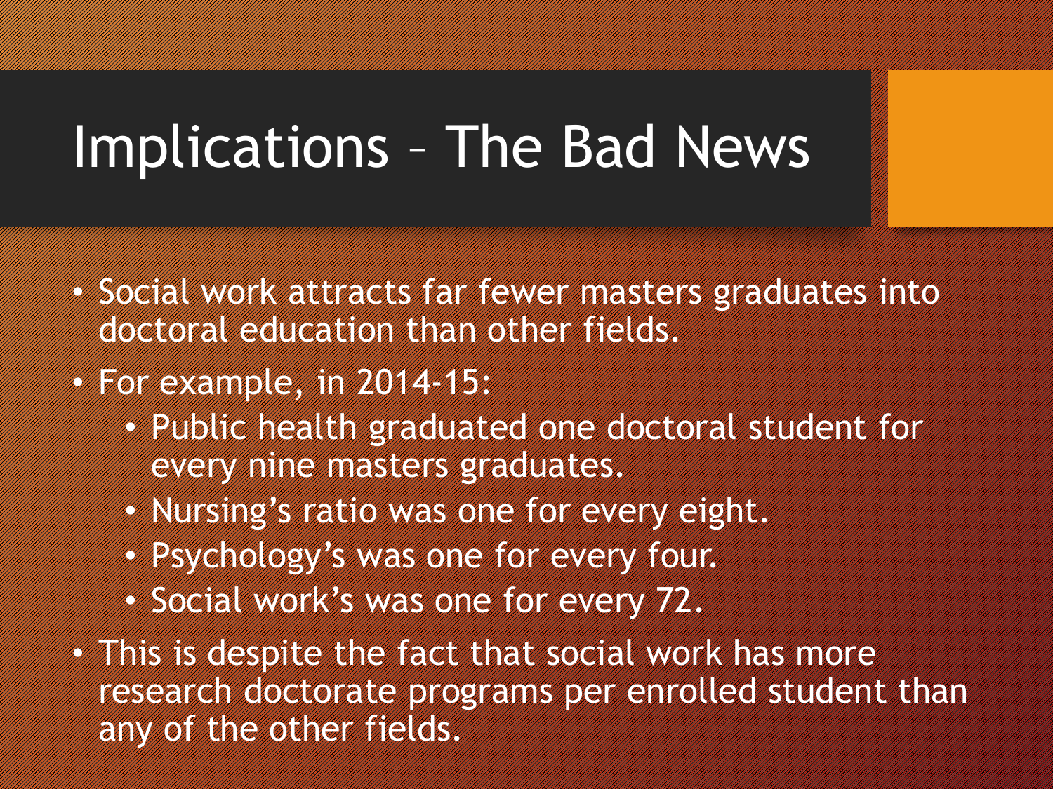# Implications – The Bad News

- Social work attracts far fewer masters graduates into doctoral education than other fields.
- For example, in 2014-15:
  - Public health graduated one doctoral student for every nine masters graduates.
  - Nursing's ratio was one for every eight.
  - Psychology's was one for every four.
  - Social work's was one for every 72.
- This is despite the fact that social work has more research doctorate programs per enrolled student than any of the other fields.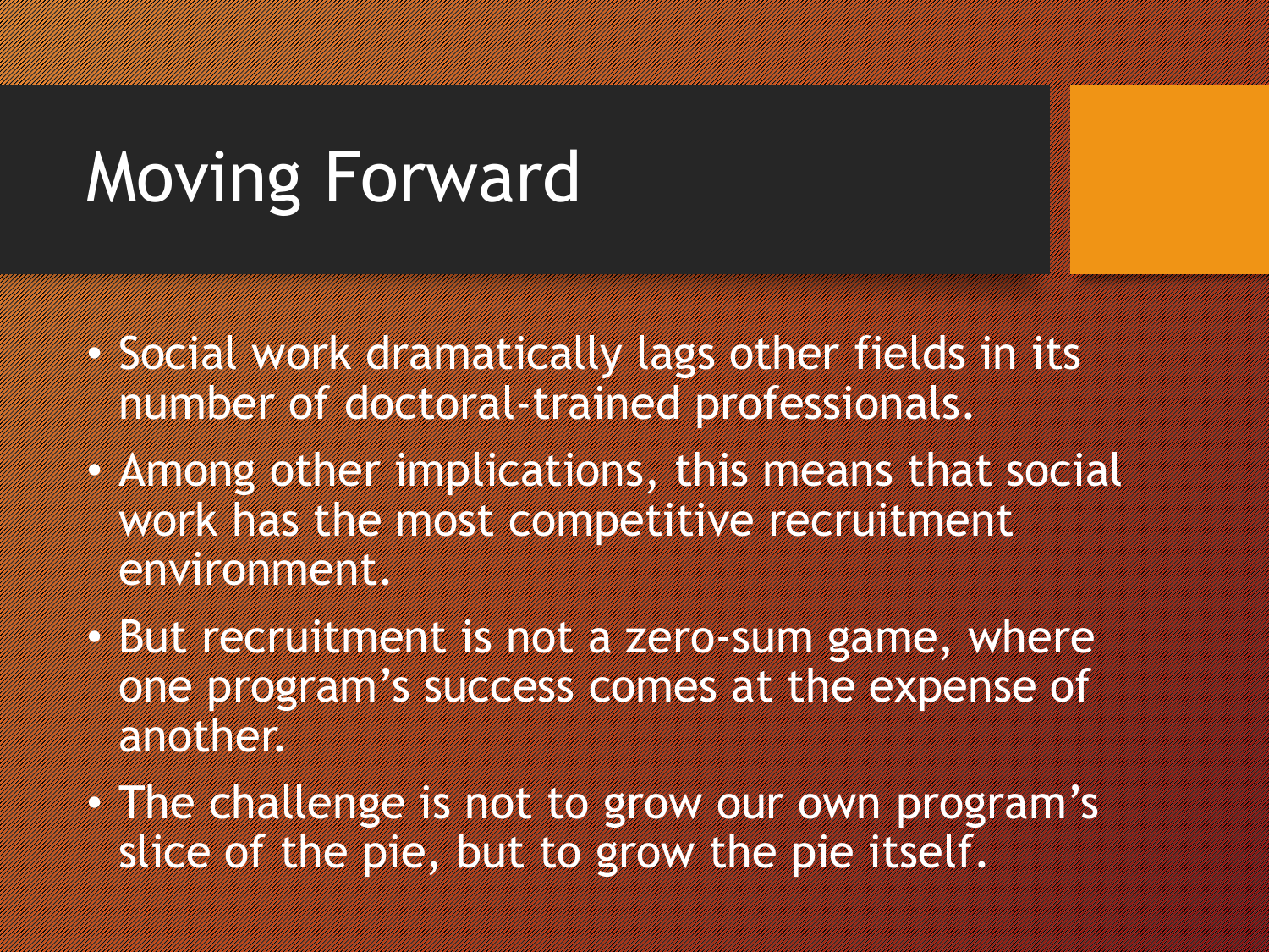# Moving Forward

- Social work dramatically lags other fields in its number of doctoral-trained professionals.
- Among other implications, this means that social work has the most competitive recruitment environment.
- But recruitment is not a zero-sum game, where one program's success comes at the expense of another.
- The challenge is not to grow our own program's slice of the pie, but to grow the pie itself.